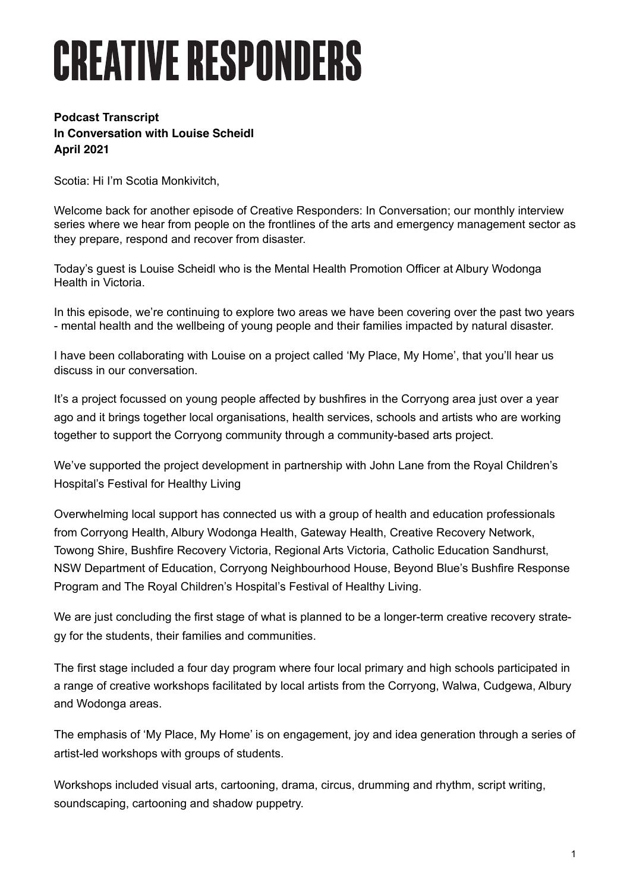# CREATIVE RESPONDERS

**Podcast Transcript**
**In Conversation with Louise Scheidl**
**April 2021**

Scotia: Hi I'm Scotia Monkivitch,

Welcome back for another episode of Creative Responders: In Conversation; our monthly interview series where we hear from people on the frontlines of the arts and emergency management sector as they prepare, respond and recover from disaster.

Today's guest is Louise Scheidl who is the Mental Health Promotion Officer at Albury Wodonga Health in Victoria.

In this episode, we're continuing to explore two areas we have been covering over the past two years - mental health and the wellbeing of young people and their families impacted by natural disaster.

I have been collaborating with Louise on a project called 'My Place, My Home', that you'll hear us discuss in our conversation.

It's a project focussed on young people affected by bushfires in the Corryong area just over a year ago and it brings together local organisations, health services, schools and artists who are working together to support the Corryong community through a community-based arts project.

We've supported the project development in partnership with John Lane from the Royal Children's Hospital's Festival for Healthy Living

Overwhelming local support has connected us with a group of health and education professionals from Corryong Health, Albury Wodonga Health, Gateway Health, Creative Recovery Network, Towong Shire, Bushfire Recovery Victoria, Regional Arts Victoria, Catholic Education Sandhurst, NSW Department of Education, Corryong Neighbourhood House, Beyond Blue's Bushfire Response Program and The Royal Children's Hospital's Festival of Healthy Living.

We are just concluding the first stage of what is planned to be a longer-term creative recovery strategy for the students, their families and communities.

The first stage included a four day program where four local primary and high schools participated in a range of creative workshops facilitated by local artists from the Corryong, Walwa, Cudgewa, Albury and Wodonga areas.

The emphasis of 'My Place, My Home' is on engagement, joy and idea generation through a series of artist-led workshops with groups of students.

Workshops included visual arts, cartooning, drama, circus, drumming and rhythm, script writing, soundscaping, cartooning and shadow puppetry.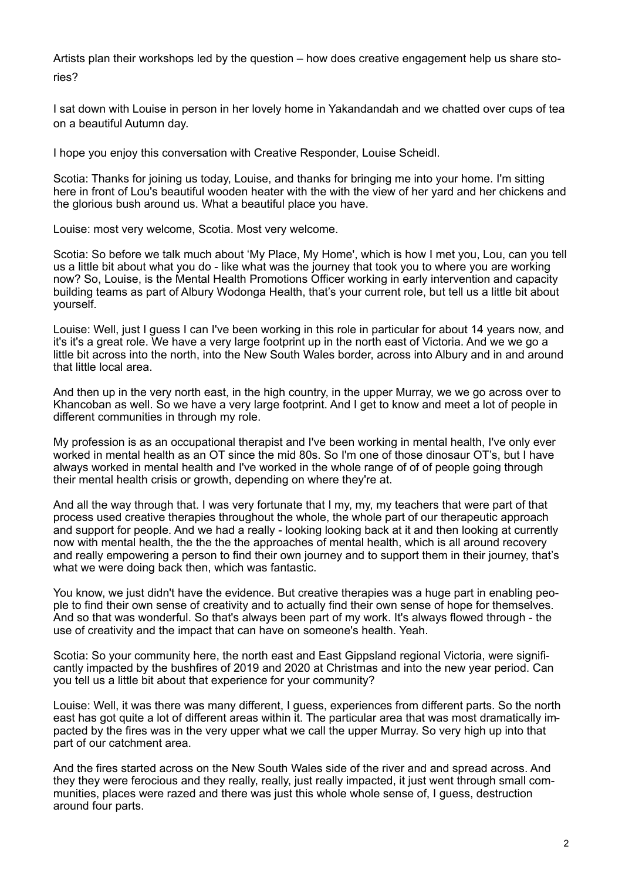Artists plan their workshops led by the question – how does creative engagement help us share stories?

I sat down with Louise in person in her lovely home in Yakandandah and we chatted over cups of tea on a beautiful Autumn day.

I hope you enjoy this conversation with Creative Responder, Louise Scheidl.

Scotia: Thanks for joining us today, Louise, and thanks for bringing me into your home. I'm sitting here in front of Lou's beautiful wooden heater with the with the view of her yard and her chickens and the glorious bush around us. What a beautiful place you have.

Louise: most very welcome, Scotia. Most very welcome.

Scotia: So before we talk much about 'My Place, My Home', which is how I met you, Lou, can you tell us a little bit about what you do - like what was the journey that took you to where you are working now? So, Louise, is the Mental Health Promotions Officer working in early intervention and capacity building teams as part of Albury Wodonga Health, that's your current role, but tell us a little bit about yourself.

Louise: Well, just I guess I can I've been working in this role in particular for about 14 years now, and it's it's a great role. We have a very large footprint up in the north east of Victoria. And we we go a little bit across into the north, into the New South Wales border, across into Albury and in and around that little local area.

And then up in the very north east, in the high country, in the upper Murray, we we go across over to Khancoban as well. So we have a very large footprint. And I get to know and meet a lot of people in different communities in through my role.

My profession is as an occupational therapist and I've been working in mental health, I've only ever worked in mental health as an OT since the mid 80s. So I'm one of those dinosaur OT's, but I have always worked in mental health and I've worked in the whole range of of of people going through their mental health crisis or growth, depending on where they're at.

And all the way through that. I was very fortunate that I my, my, my teachers that were part of that process used creative therapies throughout the whole, the whole part of our therapeutic approach and support for people. And we had a really - looking looking back at it and then looking at currently now with mental health, the the the the approaches of mental health, which is all around recovery and really empowering a person to find their own journey and to support them in their journey, that's what we were doing back then, which was fantastic.

You know, we just didn't have the evidence. But creative therapies was a huge part in enabling people to find their own sense of creativity and to actually find their own sense of hope for themselves. And so that was wonderful. So that's always been part of my work. It's always flowed through - the use of creativity and the impact that can have on someone's health. Yeah.

Scotia: So your community here, the north east and East Gippsland regional Victoria, were significantly impacted by the bushfires of 2019 and 2020 at Christmas and into the new year period. Can you tell us a little bit about that experience for your community?

Louise: Well, it was there was many different, I guess, experiences from different parts. So the north east has got quite a lot of different areas within it. The particular area that was most dramatically impacted by the fires was in the very upper what we call the upper Murray. So very high up into that part of our catchment area.

And the fires started across on the New South Wales side of the river and and spread across. And they they were ferocious and they really, really, just really impacted, it just went through small communities, places were razed and there was just this whole whole sense of, I guess, destruction around four parts.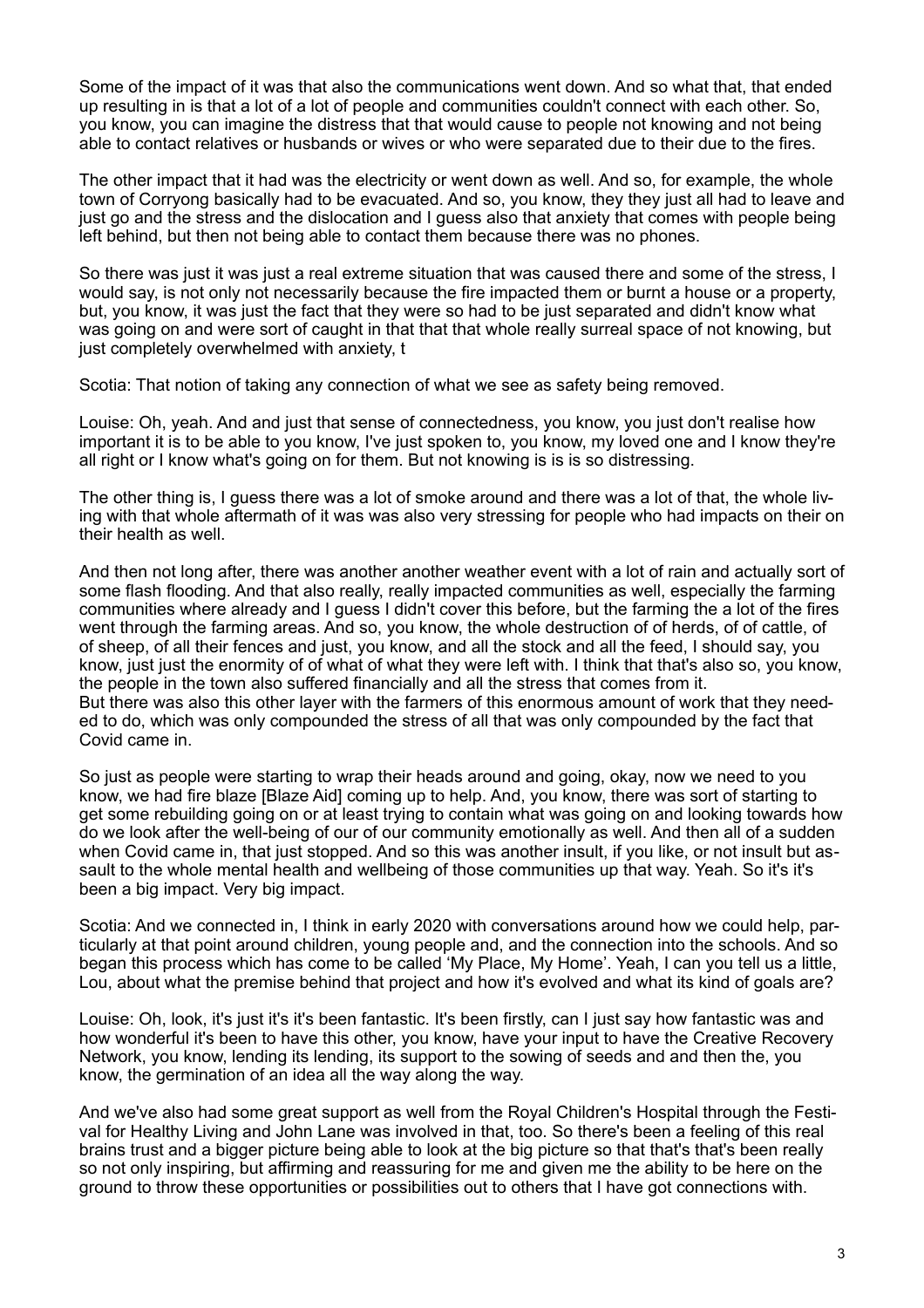Some of the impact of it was that also the communications went down. And so what that, that ended up resulting in is that a lot of a lot of people and communities couldn't connect with each other. So, you know, you can imagine the distress that that would cause to people not knowing and not being able to contact relatives or husbands or wives or who were separated due to their due to the fires.

The other impact that it had was the electricity or went down as well. And so, for example, the whole town of Corryong basically had to be evacuated. And so, you know, they they just all had to leave and just go and the stress and the dislocation and I guess also that anxiety that comes with people being left behind, but then not being able to contact them because there was no phones.

So there was just it was just a real extreme situation that was caused there and some of the stress, I would say, is not only not necessarily because the fire impacted them or burnt a house or a property, but, you know, it was just the fact that they were so had to be just separated and didn't know what was going on and were sort of caught in that that that whole really surreal space of not knowing, but just completely overwhelmed with anxiety, t

Scotia: That notion of taking any connection of what we see as safety being removed.

Louise: Oh, yeah. And and just that sense of connectedness, you know, you just don't realise how important it is to be able to you know, I've just spoken to, you know, my loved one and I know they're all right or I know what's going on for them. But not knowing is is is so distressing.

The other thing is, I guess there was a lot of smoke around and there was a lot of that, the whole living with that whole aftermath of it was was also very stressing for people who had impacts on their on their health as well.

And then not long after, there was another another weather event with a lot of rain and actually sort of some flash flooding. And that also really, really impacted communities as well, especially the farming communities where already and I guess I didn't cover this before, but the farming the a lot of the fires went through the farming areas. And so, you know, the whole destruction of of herds, of of cattle, of of sheep, of all their fences and just, you know, and all the stock and all the feed, I should say, you know, just just the enormity of of what of what they were left with. I think that that's also so, you know, the people in the town also suffered financially and all the stress that comes from it.
But there was also this other layer with the farmers of this enormous amount of work that they needed to do, which was only compounded the stress of all that was only compounded by the fact that Covid came in.

So just as people were starting to wrap their heads around and going, okay, now we need to you know, we had fire blaze [Blaze Aid] coming up to help. And, you know, there was sort of starting to get some rebuilding going on or at least trying to contain what was going on and looking towards how do we look after the well-being of our of our community emotionally as well. And then all of a sudden when Covid came in, that just stopped. And so this was another insult, if you like, or not insult but assault to the whole mental health and wellbeing of those communities up that way. Yeah. So it's it's been a big impact. Very big impact.

Scotia: And we connected in, I think in early 2020 with conversations around how we could help, particularly at that point around children, young people and, and the connection into the schools. And so began this process which has come to be called 'My Place, My Home'. Yeah, I can you tell us a little, Lou, about what the premise behind that project and how it's evolved and what its kind of goals are?

Louise: Oh, look, it's just it's it's been fantastic. It's been firstly, can I just say how fantastic was and how wonderful it's been to have this other, you know, have your input to have the Creative Recovery Network, you know, lending its lending, its support to the sowing of seeds and and then the, you know, the germination of an idea all the way along the way.

And we've also had some great support as well from the Royal Children's Hospital through the Festival for Healthy Living and John Lane was involved in that, too. So there's been a feeling of this real brains trust and a bigger picture being able to look at the big picture so that that's that's been really so not only inspiring, but affirming and reassuring for me and given me the ability to be here on the ground to throw these opportunities or possibilities out to others that I have got connections with.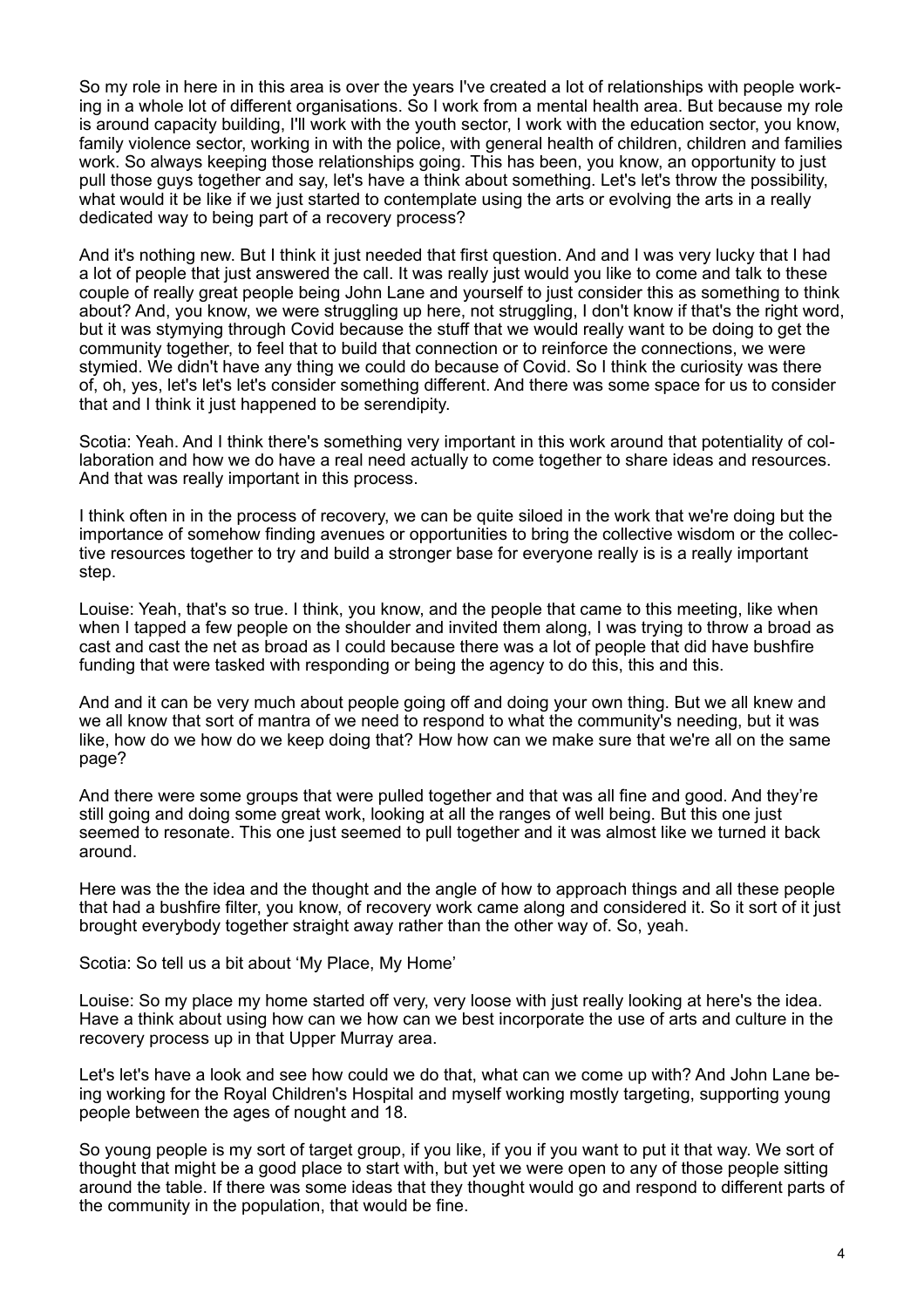So my role in here in in this area is over the years I've created a lot of relationships with people working in a whole lot of different organisations. So I work from a mental health area. But because my role is around capacity building, I'll work with the youth sector, I work with the education sector, you know, family violence sector, working in with the police, with general health of children, children and families work. So always keeping those relationships going. This has been, you know, an opportunity to just pull those guys together and say, let's have a think about something. Let's let's throw the possibility, what would it be like if we just started to contemplate using the arts or evolving the arts in a really dedicated way to being part of a recovery process?

And it's nothing new. But I think it just needed that first question. And and I was very lucky that I had a lot of people that just answered the call. It was really just would you like to come and talk to these couple of really great people being John Lane and yourself to just consider this as something to think about? And, you know, we were struggling up here, not struggling, I don't know if that's the right word, but it was stymying through Covid because the stuff that we would really want to be doing to get the community together, to feel that to build that connection or to reinforce the connections, we were stymied. We didn't have any thing we could do because of Covid. So I think the curiosity was there of, oh, yes, let's let's let's consider something different. And there was some space for us to consider that and I think it just happened to be serendipity.

Scotia: Yeah. And I think there's something very important in this work around that potentiality of collaboration and how we do have a real need actually to come together to share ideas and resources. And that was really important in this process.

I think often in in the process of recovery, we can be quite siloed in the work that we're doing but the importance of somehow finding avenues or opportunities to bring the collective wisdom or the collective resources together to try and build a stronger base for everyone really is is a really important step.

Louise: Yeah, that's so true. I think, you know, and the people that came to this meeting, like when when I tapped a few people on the shoulder and invited them along, I was trying to throw a broad as cast and cast the net as broad as I could because there was a lot of people that did have bushfire funding that were tasked with responding or being the agency to do this, this and this.

And and it can be very much about people going off and doing your own thing. But we all knew and we all know that sort of mantra of we need to respond to what the community's needing, but it was like, how do we how do we keep doing that? How how can we make sure that we're all on the same page?

And there were some groups that were pulled together and that was all fine and good. And they're still going and doing some great work, looking at all the ranges of well being. But this one just seemed to resonate. This one just seemed to pull together and it was almost like we turned it back around.

Here was the the idea and the thought and the angle of how to approach things and all these people that had a bushfire filter, you know, of recovery work came along and considered it. So it sort of it just brought everybody together straight away rather than the other way of. So, yeah.

Scotia: So tell us a bit about 'My Place, My Home'

Louise: So my place my home started off very, very loose with just really looking at here's the idea. Have a think about using how can we how can we best incorporate the use of arts and culture in the recovery process up in that Upper Murray area.

Let's let's have a look and see how could we do that, what can we come up with? And John Lane being working for the Royal Children's Hospital and myself working mostly targeting, supporting young people between the ages of nought and 18.

So young people is my sort of target group, if you like, if you if you want to put it that way. We sort of thought that might be a good place to start with, but yet we were open to any of those people sitting around the table. If there was some ideas that they thought would go and respond to different parts of the community in the population, that would be fine.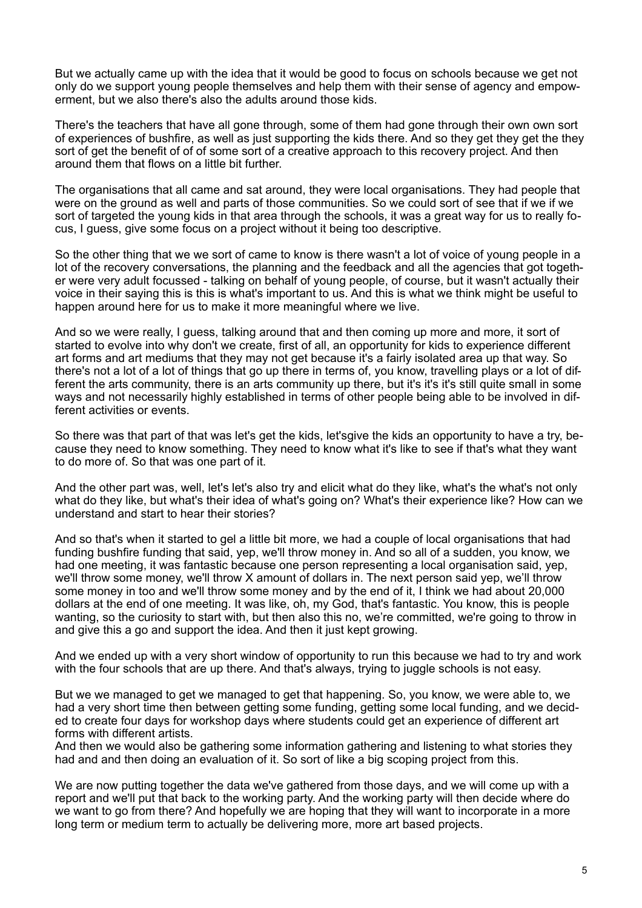But we actually came up with the idea that it would be good to focus on schools because we get not only do we support young people themselves and help them with their sense of agency and empowerment, but we also there's also the adults around those kids.

There's the teachers that have all gone through, some of them had gone through their own own sort of experiences of bushfire, as well as just supporting the kids there. And so they get they get the they sort of get the benefit of of of some sort of a creative approach to this recovery project. And then around them that flows on a little bit further.

The organisations that all came and sat around, they were local organisations. They had people that were on the ground as well and parts of those communities. So we could sort of see that if we if we sort of targeted the young kids in that area through the schools, it was a great way for us to really focus, I guess, give some focus on a project without it being too descriptive.

So the other thing that we we sort of came to know is there wasn't a lot of voice of young people in a lot of the recovery conversations, the planning and the feedback and all the agencies that got together were very adult focussed - talking on behalf of young people, of course, but it wasn't actually their voice in their saying this is this is what's important to us. And this is what we think might be useful to happen around here for us to make it more meaningful where we live.

And so we were really, I guess, talking around that and then coming up more and more, it sort of started to evolve into why don't we create, first of all, an opportunity for kids to experience different art forms and art mediums that they may not get because it's a fairly isolated area up that way. So there's not a lot of a lot of things that go up there in terms of, you know, travelling plays or a lot of different the arts community, there is an arts community up there, but it's it's it's still quite small in some ways and not necessarily highly established in terms of other people being able to be involved in different activities or events.

So there was that part of that was let's get the kids, let'sgive the kids an opportunity to have a try, because they need to know something. They need to know what it's like to see if that's what they want to do more of. So that was one part of it.

And the other part was, well, let's let's also try and elicit what do they like, what's the what's not only what do they like, but what's their idea of what's going on? What's their experience like? How can we understand and start to hear their stories?

And so that's when it started to gel a little bit more, we had a couple of local organisations that had funding bushfire funding that said, yep, we'll throw money in. And so all of a sudden, you know, we had one meeting, it was fantastic because one person representing a local organisation said, yep, we'll throw some money, we'll throw X amount of dollars in. The next person said yep, we'll throw some money in too and we'll throw some money and by the end of it, I think we had about 20,000 dollars at the end of one meeting. It was like, oh, my God, that's fantastic. You know, this is people wanting, so the curiosity to start with, but then also this no, we're committed, we're going to throw in and give this a go and support the idea. And then it just kept growing.

And we ended up with a very short window of opportunity to run this because we had to try and work with the four schools that are up there. And that's always, trying to juggle schools is not easy.

But we we managed to get we managed to get that happening. So, you know, we were able to, we had a very short time then between getting some funding, getting some local funding, and we decided to create four days for workshop days where students could get an experience of different art forms with different artists.
And then we would also be gathering some information gathering and listening to what stories they had and and then doing an evaluation of it. So sort of like a big scoping project from this.

We are now putting together the data we've gathered from those days, and we will come up with a report and we'll put that back to the working party. And the working party will then decide where do we want to go from there? And hopefully we are hoping that they will want to incorporate in a more long term or medium term to actually be delivering more, more art based projects.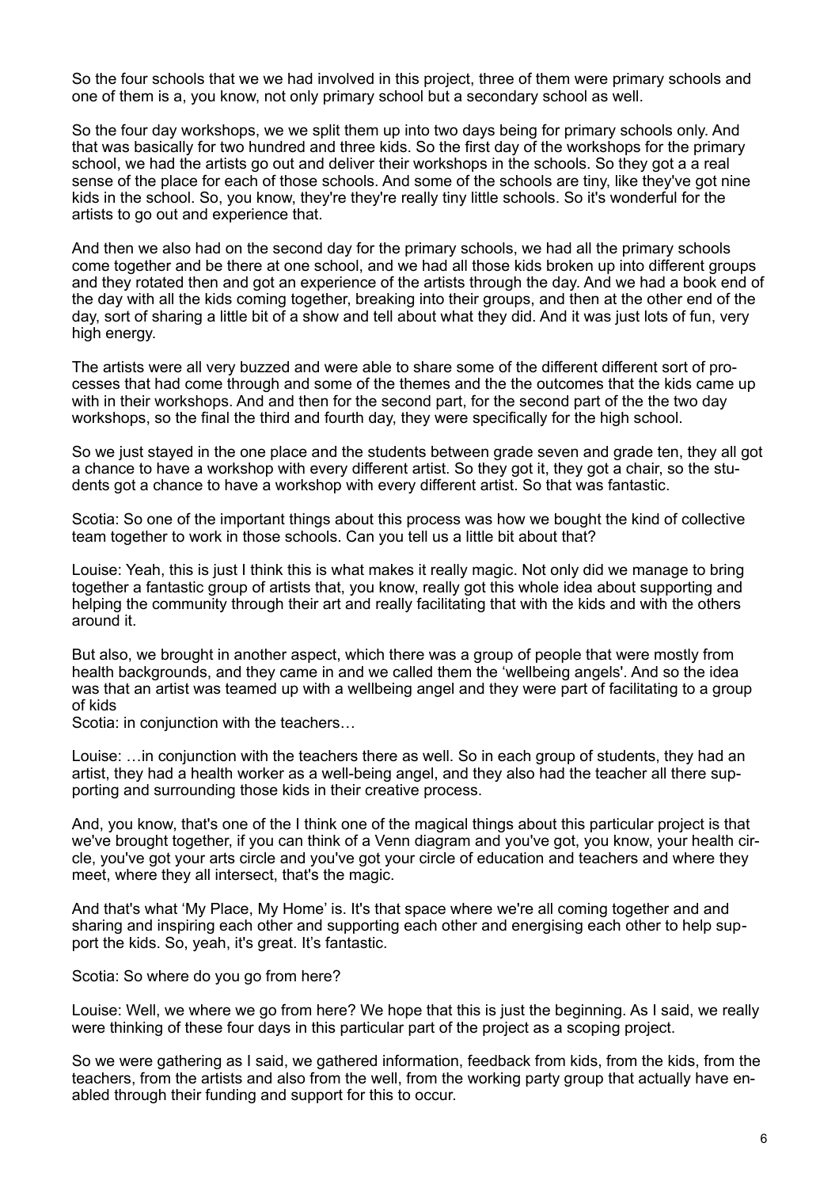So the four schools that we we had involved in this project, three of them were primary schools and one of them is a, you know, not only primary school but a secondary school as well.

So the four day workshops, we we split them up into two days being for primary schools only. And that was basically for two hundred and three kids. So the first day of the workshops for the primary school, we had the artists go out and deliver their workshops in the schools. So they got a a real sense of the place for each of those schools. And some of the schools are tiny, like they've got nine kids in the school. So, you know, they're they're really tiny little schools. So it's wonderful for the artists to go out and experience that.

And then we also had on the second day for the primary schools, we had all the primary schools come together and be there at one school, and we had all those kids broken up into different groups and they rotated then and got an experience of the artists through the day. And we had a book end of the day with all the kids coming together, breaking into their groups, and then at the other end of the day, sort of sharing a little bit of a show and tell about what they did. And it was just lots of fun, very high energy.

The artists were all very buzzed and were able to share some of the different different sort of processes that had come through and some of the themes and the the outcomes that the kids came up with in their workshops. And and then for the second part, for the second part of the the two day workshops, so the final the third and fourth day, they were specifically for the high school.

So we just stayed in the one place and the students between grade seven and grade ten, they all got a chance to have a workshop with every different artist. So they got it, they got a chair, so the students got a chance to have a workshop with every different artist. So that was fantastic.

Scotia: So one of the important things about this process was how we bought the kind of collective team together to work in those schools. Can you tell us a little bit about that?

Louise: Yeah, this is just I think this is what makes it really magic. Not only did we manage to bring together a fantastic group of artists that, you know, really got this whole idea about supporting and helping the community through their art and really facilitating that with the kids and with the others around it.

But also, we brought in another aspect, which there was a group of people that were mostly from health backgrounds, and they came in and we called them the 'wellbeing angels'. And so the idea was that an artist was teamed up with a wellbeing angel and they were part of facilitating to a group of kids

Scotia: in conjunction with the teachers…

Louise: …in conjunction with the teachers there as well. So in each group of students, they had an artist, they had a health worker as a well-being angel, and they also had the teacher all there supporting and surrounding those kids in their creative process.

And, you know, that's one of the I think one of the magical things about this particular project is that we've brought together, if you can think of a Venn diagram and you've got, you know, your health circle, you've got your arts circle and you've got your circle of education and teachers and where they meet, where they all intersect, that's the magic.

And that's what 'My Place, My Home' is. It's that space where we're all coming together and and sharing and inspiring each other and supporting each other and energising each other to help support the kids. So, yeah, it's great. It's fantastic.

Scotia: So where do you go from here?

Louise: Well, we where we go from here? We hope that this is just the beginning. As I said, we really were thinking of these four days in this particular part of the project as a scoping project.

So we were gathering as I said, we gathered information, feedback from kids, from the kids, from the teachers, from the artists and also from the well, from the working party group that actually have enabled through their funding and support for this to occur.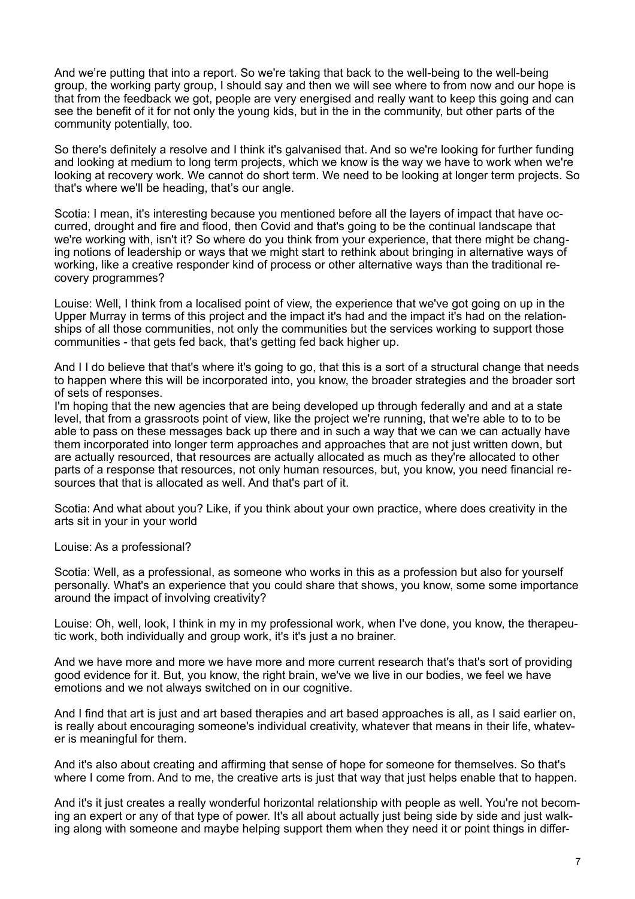And we're putting that into a report. So we're taking that back to the well-being to the well-being group, the working party group, I should say and then we will see where to from now and our hope is that from the feedback we got, people are very energised and really want to keep this going and can see the benefit of it for not only the young kids, but in the in the community, but other parts of the community potentially, too.

So there's definitely a resolve and I think it's galvanised that. And so we're looking for further funding and looking at medium to long term projects, which we know is the way we have to work when we're looking at recovery work. We cannot do short term. We need to be looking at longer term projects. So that's where we'll be heading, that's our angle.

Scotia: I mean, it's interesting because you mentioned before all the layers of impact that have occurred, drought and fire and flood, then Covid and that's going to be the continual landscape that we're working with, isn't it? So where do you think from your experience, that there might be changing notions of leadership or ways that we might start to rethink about bringing in alternative ways of working, like a creative responder kind of process or other alternative ways than the traditional recovery programmes?

Louise: Well, I think from a localised point of view, the experience that we've got going on up in the Upper Murray in terms of this project and the impact it's had and the impact it's had on the relationships of all those communities, not only the communities but the services working to support those communities - that gets fed back, that's getting fed back higher up.

And I I do believe that that's where it's going to go, that this is a sort of a structural change that needs to happen where this will be incorporated into, you know, the broader strategies and the broader sort of sets of responses.

I'm hoping that the new agencies that are being developed up through federally and and at a state level, that from a grassroots point of view, like the project we're running, that we're able to to to be able to pass on these messages back up there and in such a way that we can we can actually have them incorporated into longer term approaches and approaches that are not just written down, but are actually resourced, that resources are actually allocated as much as they're allocated to other parts of a response that resources, not only human resources, but, you know, you need financial resources that that is allocated as well. And that's part of it.

Scotia: And what about you? Like, if you think about your own practice, where does creativity in the arts sit in your in your world

Louise: As a professional?

Scotia: Well, as a professional, as someone who works in this as a profession but also for yourself personally. What's an experience that you could share that shows, you know, some some importance around the impact of involving creativity?

Louise: Oh, well, look, I think in my in my professional work, when I've done, you know, the therapeutic work, both individually and group work, it's it's just a no brainer.

And we have more and more we have more and more current research that's that's sort of providing good evidence for it. But, you know, the right brain, we've we live in our bodies, we feel we have emotions and we not always switched on in our cognitive.

And I find that art is just and art based therapies and art based approaches is all, as I said earlier on, is really about encouraging someone's individual creativity, whatever that means in their life, whatever is meaningful for them.

And it's also about creating and affirming that sense of hope for someone for themselves. So that's where I come from. And to me, the creative arts is just that way that just helps enable that to happen.

And it's it just creates a really wonderful horizontal relationship with people as well. You're not becoming an expert or any of that type of power. It's all about actually just being side by side and just walking along with someone and maybe helping support them when they need it or point things in differ-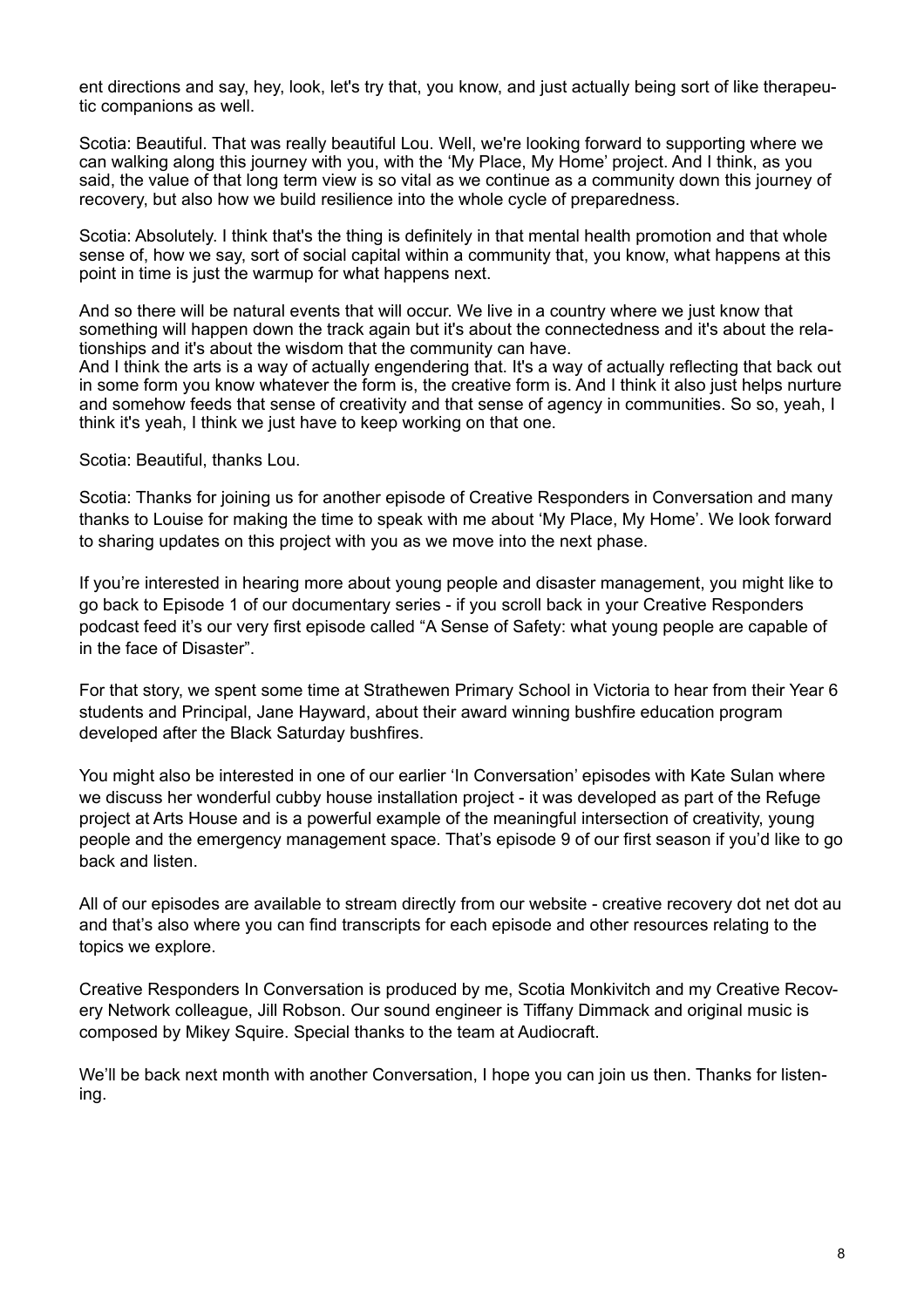ent directions and say, hey, look, let's try that, you know, and just actually being sort of like therapeutic companions as well.

Scotia: Beautiful. That was really beautiful Lou. Well, we're looking forward to supporting where we can walking along this journey with you, with the 'My Place, My Home' project. And I think, as you said, the value of that long term view is so vital as we continue as a community down this journey of recovery, but also how we build resilience into the whole cycle of preparedness.

Scotia: Absolutely. I think that's the thing is definitely in that mental health promotion and that whole sense of, how we say, sort of social capital within a community that, you know, what happens at this point in time is just the warmup for what happens next.

And so there will be natural events that will occur. We live in a country where we just know that something will happen down the track again but it's about the connectedness and it's about the relationships and it's about the wisdom that the community can have.
And I think the arts is a way of actually engendering that. It's a way of actually reflecting that back out in some form you know whatever the form is, the creative form is. And I think it also just helps nurture and somehow feeds that sense of creativity and that sense of agency in communities. So so, yeah, I think it's yeah, I think we just have to keep working on that one.

Scotia: Beautiful, thanks Lou.

Scotia: Thanks for joining us for another episode of Creative Responders in Conversation and many thanks to Louise for making the time to speak with me about 'My Place, My Home'. We look forward to sharing updates on this project with you as we move into the next phase.

If you're interested in hearing more about young people and disaster management, you might like to go back to Episode 1 of our documentary series - if you scroll back in your Creative Responders podcast feed it's our very first episode called "A Sense of Safety: what young people are capable of in the face of Disaster".

For that story, we spent some time at Strathewen Primary School in Victoria to hear from their Year 6 students and Principal, Jane Hayward, about their award winning bushfire education program developed after the Black Saturday bushfires.

You might also be interested in one of our earlier 'In Conversation' episodes with Kate Sulan where we discuss her wonderful cubby house installation project - it was developed as part of the Refuge project at Arts House and is a powerful example of the meaningful intersection of creativity, young people and the emergency management space. That's episode 9 of our first season if you'd like to go back and listen.

All of our episodes are available to stream directly from our website - creative recovery dot net dot au and that's also where you can find transcripts for each episode and other resources relating to the topics we explore.

Creative Responders In Conversation is produced by me, Scotia Monkivitch and my Creative Recovery Network colleague, Jill Robson. Our sound engineer is Tiffany Dimmack and original music is composed by Mikey Squire. Special thanks to the team at Audiocraft.

We'll be back next month with another Conversation, I hope you can join us then. Thanks for listening.